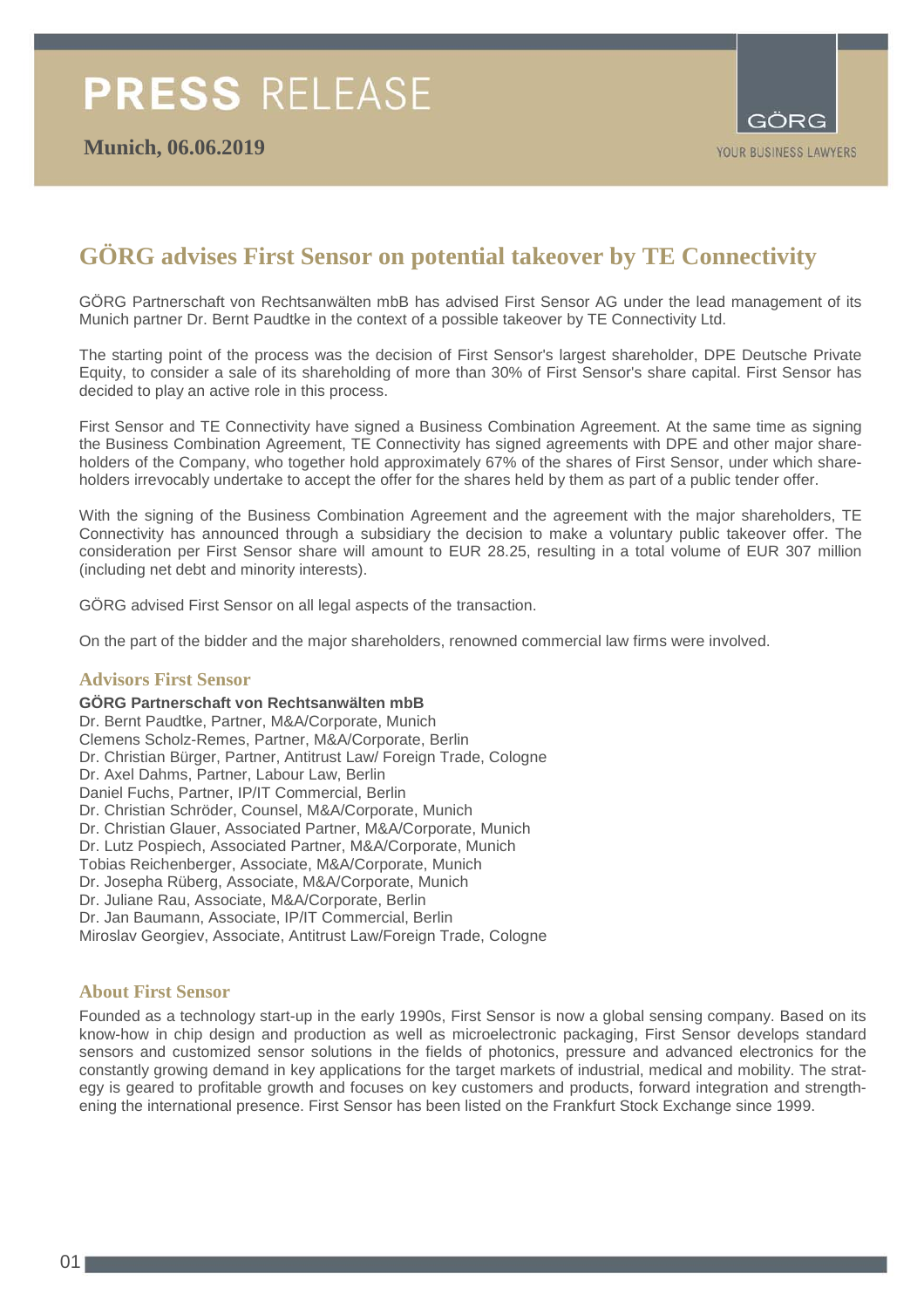# PRESS RELEASE

**Munich, 06.06.2019**

GÖRG

YOUR BUSINESS LAWYERS

## GÖRG advises First Sensor on potential takeover by TE Connectivity

GÖRG Partnerschaft von Rechtsanwälten mbB has advised First Sensor AG under the lead management of its Munich partner Dr. Bernt Paudtke in the context of a possible takeover by TE Connectivity Ltd.

The starting point of the process was the decision of First Sensor's largest shareholder, DPE Deutsche Private Equity, to consider a sale of its shareholding of more than 30% of First Sensor's share capital. First Sensor has decided to play an active role in this process.

First Sensor and TE Connectivity have signed a Business Combination Agreement. At the same time as signing the Business Combination Agreement, TE Connectivity has signed agreements with DPE and other major shareholders of the Company, who together hold approximately 67% of the shares of First Sensor, under which shareholders irrevocably undertake to accept the offer for the shares held by them as part of a public tender offer.

With the signing of the Business Combination Agreement and the agreement with the major shareholders, TE Connectivity has announced through a subsidiary the decision to make a voluntary public takeover offer. The consideration per First Sensor share will amount to EUR 28.25, resulting in a total volume of EUR 307 million (including net debt and minority interests).

GÖRG advised First Sensor on all legal aspects of the transaction.

On the part of the bidder and the major shareholders, renowned commercial law firms were involved.

### Advisors First Sensor

**GÖRG Partnerschaft von Rechtsanwälten mbB**
Dr. Bernt Paudtke, Partner, M&A/Corporate, Munich
Clemens Scholz-Remes, Partner, M&A/Corporate, Berlin
Dr. Christian Bürger, Partner, Antitrust Law/ Foreign Trade, Cologne
Dr. Axel Dahms, Partner, Labour Law, Berlin
Daniel Fuchs, Partner, IP/IT Commercial, Berlin
Dr. Christian Schröder, Counsel, M&A/Corporate, Munich
Dr. Christian Glauer, Associated Partner, M&A/Corporate, Munich
Dr. Lutz Pospiech, Associated Partner, M&A/Corporate, Munich
Tobias Reichenberger, Associate, M&A/Corporate, Munich
Dr. Josepha Rüberg, Associate, M&A/Corporate, Munich
Dr. Juliane Rau, Associate, M&A/Corporate, Berlin
Dr. Jan Baumann, Associate, IP/IT Commercial, Berlin
Miroslav Georgiev, Associate, Antitrust Law/Foreign Trade, Cologne

### About First Sensor

Founded as a technology start-up in the early 1990s, First Sensor is now a global sensing company. Based on its know-how in chip design and production as well as microelectronic packaging, First Sensor develops standard sensors and customized sensor solutions in the fields of photonics, pressure and advanced electronics for the constantly growing demand in key applications for the target markets of industrial, medical and mobility. The strategy is geared to profitable growth and focuses on key customers and products, forward integration and strengthening the international presence. First Sensor has been listed on the Frankfurt Stock Exchange since 1999.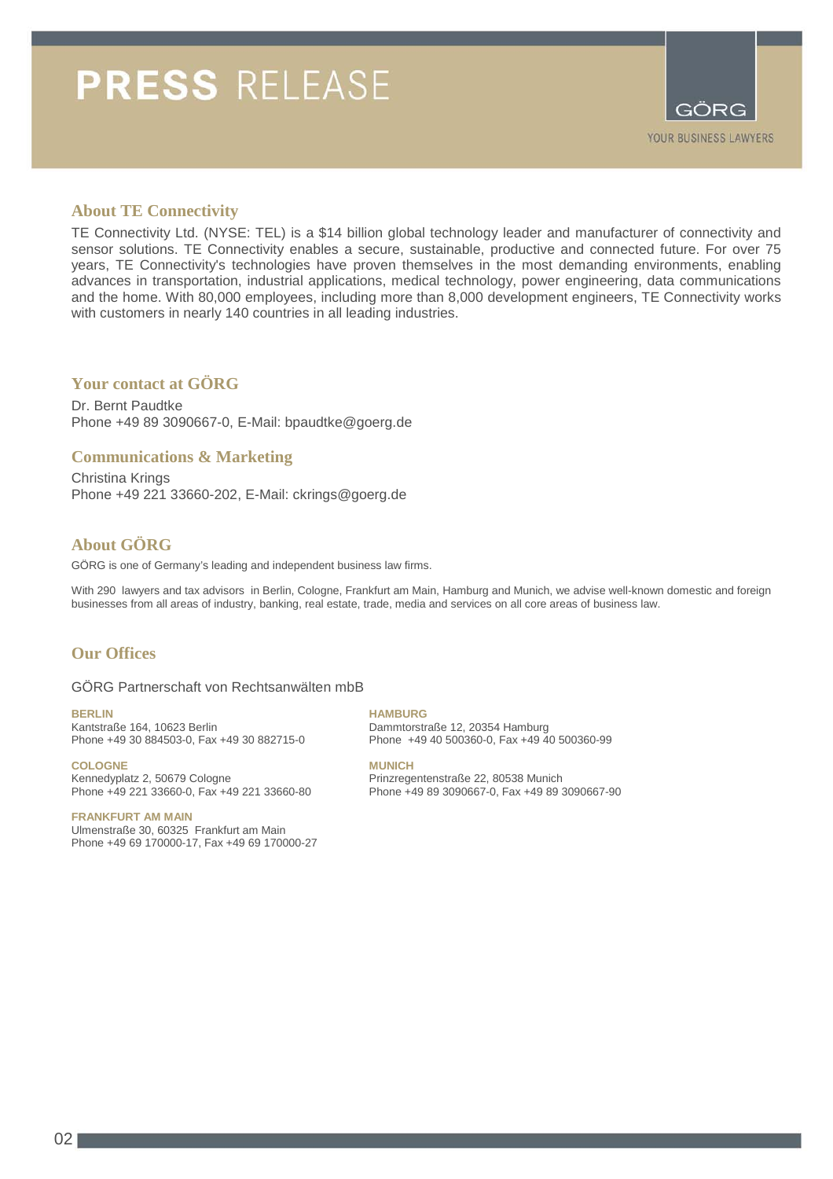## About TE Connectivity

TE Connectivity Ltd. (NYSE: TEL) is a $14 billion global technology leader and manufacturer of connectivity and sensor solutions. TE Connectivity enables a secure, sustainable, productive and connected future. For over 75 years, TE Connectivity's technologies have proven themselves in the most demanding environments, enabling advances in transportation, industrial applications, medical technology, power engineering, data communications and the home. With 80,000 employees, including more than 8,000 development engineers, TE Connectivity works with customers in nearly 140 countries in all leading industries.

## Your contact at GÖRG

Dr. Bernt Paudtke
Phone +49 89 3090667-0, E-Mail: bpaudtke@goerg.de

## Communications & Marketing

Christina Krings
Phone +49 221 33660-202, E-Mail: ckrings@goerg.de

## About GÖRG

GÖRG is one of Germany's leading and independent business law firms.

With 290 lawyers and tax advisors in Berlin, Cologne, Frankfurt am Main, Hamburg and Munich, we advise well-known domestic and foreign businesses from all areas of industry, banking, real estate, trade, media and services on all core areas of business law.

## Our Offices

GÖRG Partnerschaft von Rechtsanwälten mbB

**BERLIN**
Kantstraße 164, 10623 Berlin
Phone +49 30 884503-0, Fax +49 30 882715-0

**COLOGNE**
Kennedyplatz 2, 50679 Cologne
Phone +49 221 33660-0, Fax +49 221 33660-80

**FRANKFURT AM MAIN**
Ulmenstraße 30, 60325 Frankfurt am Main
Phone +49 69 170000-17, Fax +49 69 170000-27

**HAMBURG**
Dammtorstraße 12, 20354 Hamburg
Phone +49 40 500360-0, Fax +49 40 500360-99

**MUNICH**
Prinzregentenstraße 22, 80538 Munich
Phone +49 89 3090667-0, Fax +49 89 3090667-90